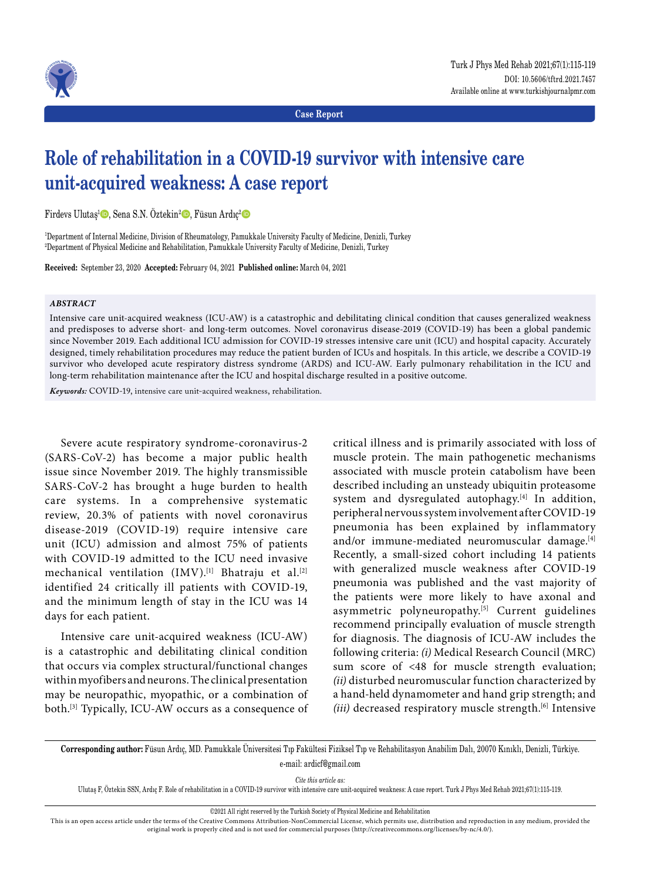Case Report

# Role of rehabilitation in a COVID-19 survivor with intensive care unit-acquired weakness: A case report

Firdevs Ulutaş[1], Sena S.N. Öztekin[2], Füsun Ardıç[2]

[1]Department of Internal Medicine, Division of Rheumatology, Pamukkale University Faculty of Medicine, Denizli, Turkey
[2]Department of Physical Medicine and Rehabilitation, Pamukkale University Faculty of Medicine, Denizli, Turkey

**Received:** September 23, 2020 **Accepted:** February 04, 2021 **Published online:** March 04, 2021

### *ABSTRACT*

Intensive care unit-acquired weakness (ICU-AW) is a catastrophic and debilitating clinical condition that causes generalized weakness and predisposes to adverse short- and long-term outcomes. Novel coronavirus disease-2019 (COVID-19) has been a global pandemic since November 2019. Each additional ICU admission for COVID-19 stresses intensive care unit (ICU) and hospital capacity. Accurately designed, timely rehabilitation procedures may reduce the patient burden of ICUs and hospitals. In this article, we describe a COVID-19 survivor who developed acute respiratory distress syndrome (ARDS) and ICU-AW. Early pulmonary rehabilitation in the ICU and long-term rehabilitation maintenance after the ICU and hospital discharge resulted in a positive outcome.

***Keywords:*** COVID-19, intensive care unit-acquired weakness, rehabilitation.

Severe acute respiratory syndrome-coronavirus-2 (SARS-CoV-2) has become a major public health issue since November 2019. The highly transmissible SARS-CoV-2 has brought a huge burden to health care systems. In a comprehensive systematic review, 20.3% of patients with novel coronavirus disease-2019 (COVID-19) require intensive care unit (ICU) admission and almost 75% of patients with COVID-19 admitted to the ICU need invasive mechanical ventilation (IMV).[1] Bhatraju et al.[2] identified 24 critically ill patients with COVID-19, and the minimum length of stay in the ICU was 14 days for each patient.

Intensive care unit-acquired weakness (ICU-AW) is a catastrophic and debilitating clinical condition that occurs via complex structural/functional changes within myofibers and neurons. The clinical presentation may be neuropathic, myopathic, or a combination of both.[3] Typically, ICU-AW occurs as a consequence of critical illness and is primarily associated with loss of muscle protein. The main pathogenetic mechanisms associated with muscle protein catabolism have been described including an unsteady ubiquitin proteasome system and dysregulated autophagy.[4] In addition, peripheral nervous system involvement after COVID-19 pneumonia has been explained by inflammatory and/or immune-mediated neuromuscular damage.[4] Recently, a small-sized cohort including 14 patients with generalized muscle weakness after COVID-19 pneumonia was published and the vast majority of the patients were more likely to have axonal and asymmetric polyneuropathy.[5] Current guidelines recommend principally evaluation of muscle strength for diagnosis. The diagnosis of ICU-AW includes the following criteria: *(i)* Medical Research Council (MRC) sum score of <48 for muscle strength evaluation; *(ii)* disturbed neuromuscular function characterized by a hand-held dynamometer and hand grip strength; and *(iii)* decreased respiratory muscle strength.[6] Intensive

**Corresponding author:** Füsun Ardıç, MD. Pamukkale Üniversitesi Tıp Fakültesi Fiziksel Tıp ve Rehabilitasyon Anabilim Dalı, 20070 Kınıklı, Denizli, Türkiye.
e-mail: ardicf@gmail.com

*Cite this article as:*
Ulutaş F, Öztekin SSN, Ardıç F. Role of rehabilitation in a COVID-19 survivor with intensive care unit-acquired weakness: A case report. Turk J Phys Med Rehab 2021;67(1):115-119.

©2021 All right reserved by the Turkish Society of Physical Medicine and Rehabilitation

This is an open access article under the terms of the Creative Commons Attribution-NonCommercial License, which permits use, distribution and reproduction in any medium, provided the original work is properly cited and is not used for commercial purposes (http://creativecommons.org/licenses/by-nc/4.0/).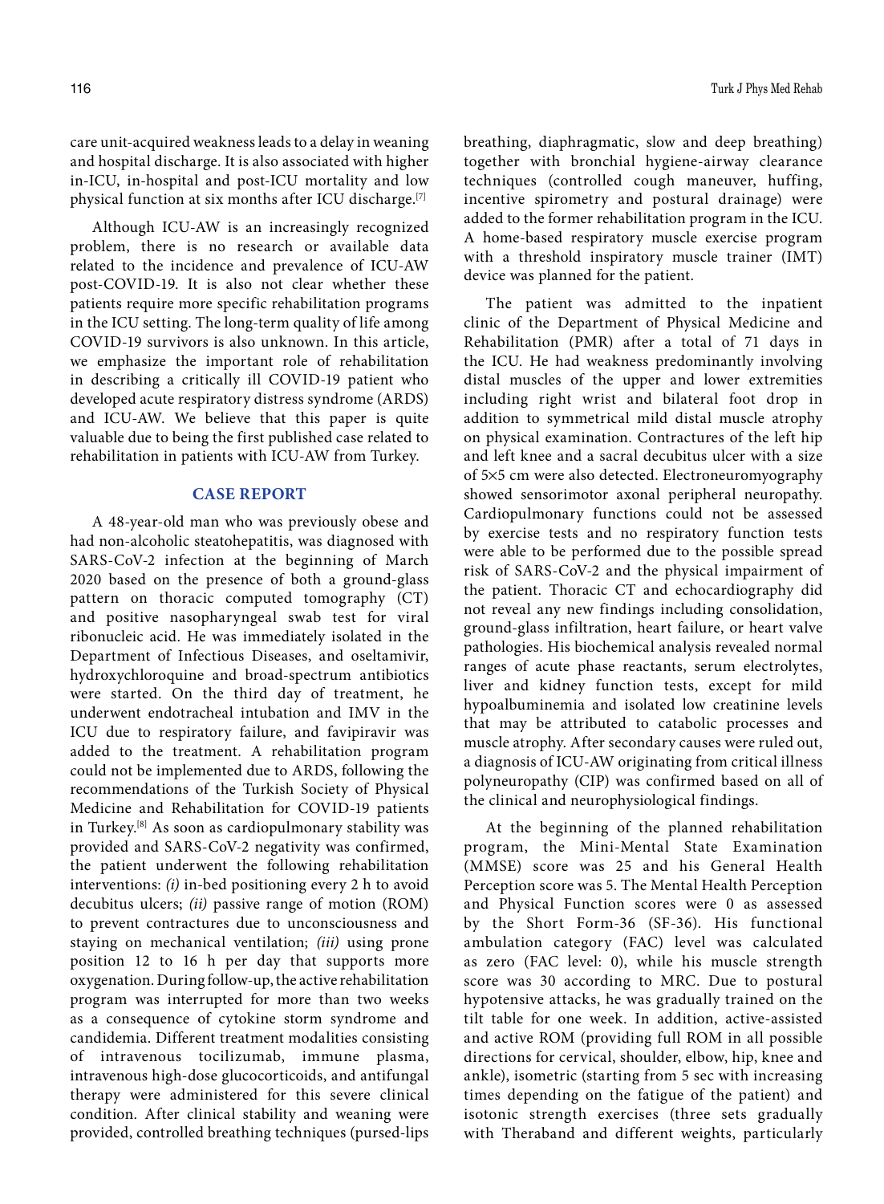care unit-acquired weakness leads to a delay in weaning and hospital discharge. It is also associated with higher in-ICU, in-hospital and post-ICU mortality and low physical function at six months after ICU discharge.[7]

Although ICU-AW is an increasingly recognized problem, there is no research or available data related to the incidence and prevalence of ICU-AW post-COVID-19. It is also not clear whether these patients require more specific rehabilitation programs in the ICU setting. The long-term quality of life among COVID-19 survivors is also unknown. In this article, we emphasize the important role of rehabilitation in describing a critically ill COVID-19 patient who developed acute respiratory distress syndrome (ARDS) and ICU-AW. We believe that this paper is quite valuable due to being the first published case related to rehabilitation in patients with ICU-AW from Turkey.

## CASE REPORT

A 48-year-old man who was previously obese and had non-alcoholic steatohepatitis, was diagnosed with SARS-CoV-2 infection at the beginning of March 2020 based on the presence of both a ground-glass pattern on thoracic computed tomography (CT) and positive nasopharyngeal swab test for viral ribonucleic acid. He was immediately isolated in the Department of Infectious Diseases, and oseltamivir, hydroxychloroquine and broad-spectrum antibiotics were started. On the third day of treatment, he underwent endotracheal intubation and IMV in the ICU due to respiratory failure, and favipiravir was added to the treatment. A rehabilitation program could not be implemented due to ARDS, following the recommendations of the Turkish Society of Physical Medicine and Rehabilitation for COVID-19 patients in Turkey.[8] As soon as cardiopulmonary stability was provided and SARS-CoV-2 negativity was confirmed, the patient underwent the following rehabilitation interventions: *(i)* in-bed positioning every 2 h to avoid decubitus ulcers; *(ii)* passive range of motion (ROM) to prevent contractures due to unconsciousness and staying on mechanical ventilation; *(iii)* using prone position 12 to 16 h per day that supports more oxygenation. During follow-up, the active rehabilitation program was interrupted for more than two weeks as a consequence of cytokine storm syndrome and candidemia. Different treatment modalities consisting of intravenous tocilizumab, immune plasma, intravenous high-dose glucocorticoids, and antifungal therapy were administered for this severe clinical condition. After clinical stability and weaning were provided, controlled breathing techniques (pursed-lips breathing, diaphragmatic, slow and deep breathing) together with bronchial hygiene-airway clearance techniques (controlled cough maneuver, huffing, incentive spirometry and postural drainage) were added to the former rehabilitation program in the ICU. A home-based respiratory muscle exercise program with a threshold inspiratory muscle trainer (IMT) device was planned for the patient.

The patient was admitted to the inpatient clinic of the Department of Physical Medicine and Rehabilitation (PMR) after a total of 71 days in the ICU. He had weakness predominantly involving distal muscles of the upper and lower extremities including right wrist and bilateral foot drop in addition to symmetrical mild distal muscle atrophy on physical examination. Contractures of the left hip and left knee and a sacral decubitus ulcer with a size of 5×5 cm were also detected. Electroneuromyography showed sensorimotor axonal peripheral neuropathy. Cardiopulmonary functions could not be assessed by exercise tests and no respiratory function tests were able to be performed due to the possible spread risk of SARS-CoV-2 and the physical impairment of the patient. Thoracic CT and echocardiography did not reveal any new findings including consolidation, ground-glass infiltration, heart failure, or heart valve pathologies. His biochemical analysis revealed normal ranges of acute phase reactants, serum electrolytes, liver and kidney function tests, except for mild hypoalbuminemia and isolated low creatinine levels that may be attributed to catabolic processes and muscle atrophy. After secondary causes were ruled out, a diagnosis of ICU-AW originating from critical illness polyneuropathy (CIP) was confirmed based on all of the clinical and neurophysiological findings.

At the beginning of the planned rehabilitation program, the Mini-Mental State Examination (MMSE) score was 25 and his General Health Perception score was 5. The Mental Health Perception and Physical Function scores were 0 as assessed by the Short Form-36 (SF-36). His functional ambulation category (FAC) level was calculated as zero (FAC level: 0), while his muscle strength score was 30 according to MRC. Due to postural hypotensive attacks, he was gradually trained on the tilt table for one week. In addition, active-assisted and active ROM (providing full ROM in all possible directions for cervical, shoulder, elbow, hip, knee and ankle), isometric (starting from 5 sec with increasing times depending on the fatigue of the patient) and isotonic strength exercises (three sets gradually with Theraband and different weights, particularly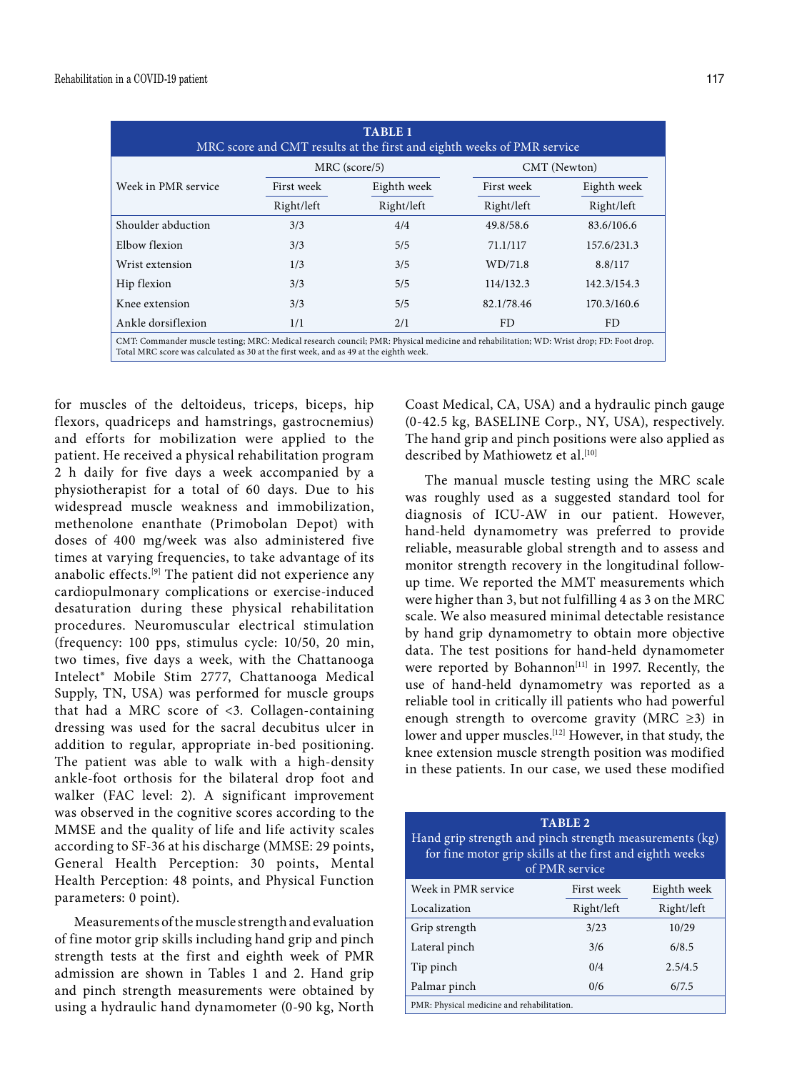**TABLE 1**
MRC score and CMT results at the first and eighth weeks of PMR service

| Week in PMR service | MRC (score/5) | | CMT (Newton) | |
|---|---|---|---|---|
| | First week | Eighth week | First week | Eighth week |
| | Right/left | Right/left | Right/left | Right/left |
| Shoulder abduction | 3/3 | 4/4 | 49.8/58.6 | 83.6/106.6 |
| Elbow flexion | 3/3 | 5/5 | 71.1/117 | 157.6/231.3 |
| Wrist extension | 1/3 | 3/5 | WD/71.8 | 8.8/117 |
| Hip flexion | 3/3 | 5/5 | 114/132.3 | 142.3/154.3 |
| Knee extension | 3/3 | 5/5 | 82.1/78.46 | 170.3/160.6 |
| Ankle dorsiflexion | 1/1 | 2/1 | FD | FD |

CMT: Commander muscle testing; MRC: Medical research council; PMR: Physical medicine and rehabilitation; WD: Wrist drop; FD: Foot drop. Total MRC score was calculated as 30 at the first week, and as 49 at the eighth week.

for muscles of the deltoideus, triceps, biceps, hip flexors, quadriceps and hamstrings, gastrocnemius) and efforts for mobilization were applied to the patient. He received a physical rehabilitation program 2 h daily for five days a week accompanied by a physiotherapist for a total of 60 days. Due to his widespread muscle weakness and immobilization, methenolone enanthate (Primobolan Depot) with doses of 400 mg/week was also administered five times at varying frequencies, to take advantage of its anabolic effects.[9] The patient did not experience any cardiopulmonary complications or exercise-induced desaturation during these physical rehabilitation procedures. Neuromuscular electrical stimulation (frequency: 100 pps, stimulus cycle: 10/50, 20 min, two times, five days a week, with the Chattanooga Intelect® Mobile Stim 2777, Chattanooga Medical Supply, TN, USA) was performed for muscle groups that had a MRC score of <3. Collagen-containing dressing was used for the sacral decubitus ulcer in addition to regular, appropriate in-bed positioning. The patient was able to walk with a high-density ankle-foot orthosis for the bilateral drop foot and walker (FAC level: 2). A significant improvement was observed in the cognitive scores according to the MMSE and the quality of life and life activity scales according to SF-36 at his discharge (MMSE: 29 points, General Health Perception: 30 points, Mental Health Perception: 48 points, and Physical Function parameters: 0 point).

Measurements of the muscle strength and evaluation of fine motor grip skills including hand grip and pinch strength tests at the first and eighth week of PMR admission are shown in Tables 1 and 2. Hand grip and pinch strength measurements were obtained by using a hydraulic hand dynamometer (0-90 kg, North Coast Medical, CA, USA) and a hydraulic pinch gauge (0-42.5 kg, BASELINE Corp., NY, USA), respectively. The hand grip and pinch positions were also applied as described by Mathiowetz et al.[10]

The manual muscle testing using the MRC scale was roughly used as a suggested standard tool for diagnosis of ICU-AW in our patient. However, hand-held dynamometry was preferred to provide reliable, measurable global strength and to assess and monitor strength recovery in the longitudinal follow-up time. We reported the MMT measurements which were higher than 3, but not fulfilling 4 as 3 on the MRC scale. We also measured minimal detectable resistance by hand grip dynamometry to obtain more objective data. The test positions for hand-held dynamometer were reported by Bohannon[11] in 1997. Recently, the use of hand-held dynamometry was reported as a reliable tool in critically ill patients who had powerful enough strength to overcome gravity (MRC ≥3) in lower and upper muscles.[12] However, in that study, the knee extension muscle strength position was modified in these patients. In our case, we used these modified

**TABLE 2**
Hand grip strength and pinch strength measurements (kg) for fine motor grip skills at the first and eighth weeks of PMR service

| Week in PMR service | First week | Eighth week |
|---|---|---|
| Localization | Right/left | Right/left |
| Grip strength | 3/23 | 10/29 |
| Lateral pinch | 3/6 | 6/8.5 |
| Tip pinch | 0/4 | 2.5/4.5 |
| Palmar pinch | 0/6 | 6/7.5 |

PMR: Physical medicine and rehabilitation.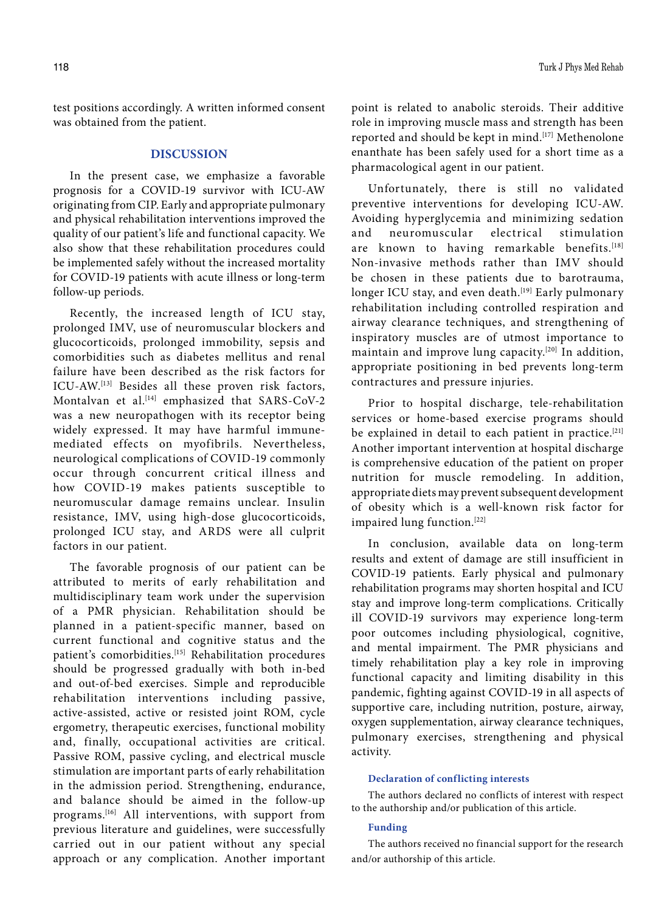test positions accordingly. A written informed consent was obtained from the patient.

## DISCUSSION

In the present case, we emphasize a favorable prognosis for a COVID-19 survivor with ICU-AW originating from CIP. Early and appropriate pulmonary and physical rehabilitation interventions improved the quality of our patient's life and functional capacity. We also show that these rehabilitation procedures could be implemented safely without the increased mortality for COVID-19 patients with acute illness or long-term follow-up periods.

Recently, the increased length of ICU stay, prolonged IMV, use of neuromuscular blockers and glucocorticoids, prolonged immobility, sepsis and comorbidities such as diabetes mellitus and renal failure have been described as the risk factors for ICU-AW.[13] Besides all these proven risk factors, Montalvan et al.[14] emphasized that SARS-CoV-2 was a new neuropathogen with its receptor being widely expressed. It may have harmful immune-mediated effects on myofibrils. Nevertheless, neurological complications of COVID-19 commonly occur through concurrent critical illness and how COVID-19 makes patients susceptible to neuromuscular damage remains unclear. Insulin resistance, IMV, using high-dose glucocorticoids, prolonged ICU stay, and ARDS were all culprit factors in our patient.

The favorable prognosis of our patient can be attributed to merits of early rehabilitation and multidisciplinary team work under the supervision of a PMR physician. Rehabilitation should be planned in a patient-specific manner, based on current functional and cognitive status and the patient's comorbidities.[15] Rehabilitation procedures should be progressed gradually with both in-bed and out-of-bed exercises. Simple and reproducible rehabilitation interventions including passive, active-assisted, active or resisted joint ROM, cycle ergometry, therapeutic exercises, functional mobility and, finally, occupational activities are critical. Passive ROM, passive cycling, and electrical muscle stimulation are important parts of early rehabilitation in the admission period. Strengthening, endurance, and balance should be aimed in the follow-up programs.[16] All interventions, with support from previous literature and guidelines, were successfully carried out in our patient without any special approach or any complication. Another important point is related to anabolic steroids. Their additive role in improving muscle mass and strength has been reported and should be kept in mind.[17] Methenolone enanthate has been safely used for a short time as a pharmacological agent in our patient.

Unfortunately, there is still no validated preventive interventions for developing ICU-AW. Avoiding hyperglycemia and minimizing sedation and neuromuscular electrical stimulation are known to having remarkable benefits.[18] Non-invasive methods rather than IMV should be chosen in these patients due to barotrauma, longer ICU stay, and even death.[19] Early pulmonary rehabilitation including controlled respiration and airway clearance techniques, and strengthening of inspiratory muscles are of utmost importance to maintain and improve lung capacity.[20] In addition, appropriate positioning in bed prevents long-term contractures and pressure injuries.

Prior to hospital discharge, tele-rehabilitation services or home-based exercise programs should be explained in detail to each patient in practice.[21] Another important intervention at hospital discharge is comprehensive education of the patient on proper nutrition for muscle remodeling. In addition, appropriate diets may prevent subsequent development of obesity which is a well-known risk factor for impaired lung function.[22]

In conclusion, available data on long-term results and extent of damage are still insufficient in COVID-19 patients. Early physical and pulmonary rehabilitation programs may shorten hospital and ICU stay and improve long-term complications. Critically ill COVID-19 survivors may experience long-term poor outcomes including physiological, cognitive, and mental impairment. The PMR physicians and timely rehabilitation play a key role in improving functional capacity and limiting disability in this pandemic, fighting against COVID-19 in all aspects of supportive care, including nutrition, posture, airway, oxygen supplementation, airway clearance techniques, pulmonary exercises, strengthening and physical activity.

#### Declaration of conflicting interests

The authors declared no conflicts of interest with respect to the authorship and/or publication of this article.

#### Funding

The authors received no financial support for the research and/or authorship of this article.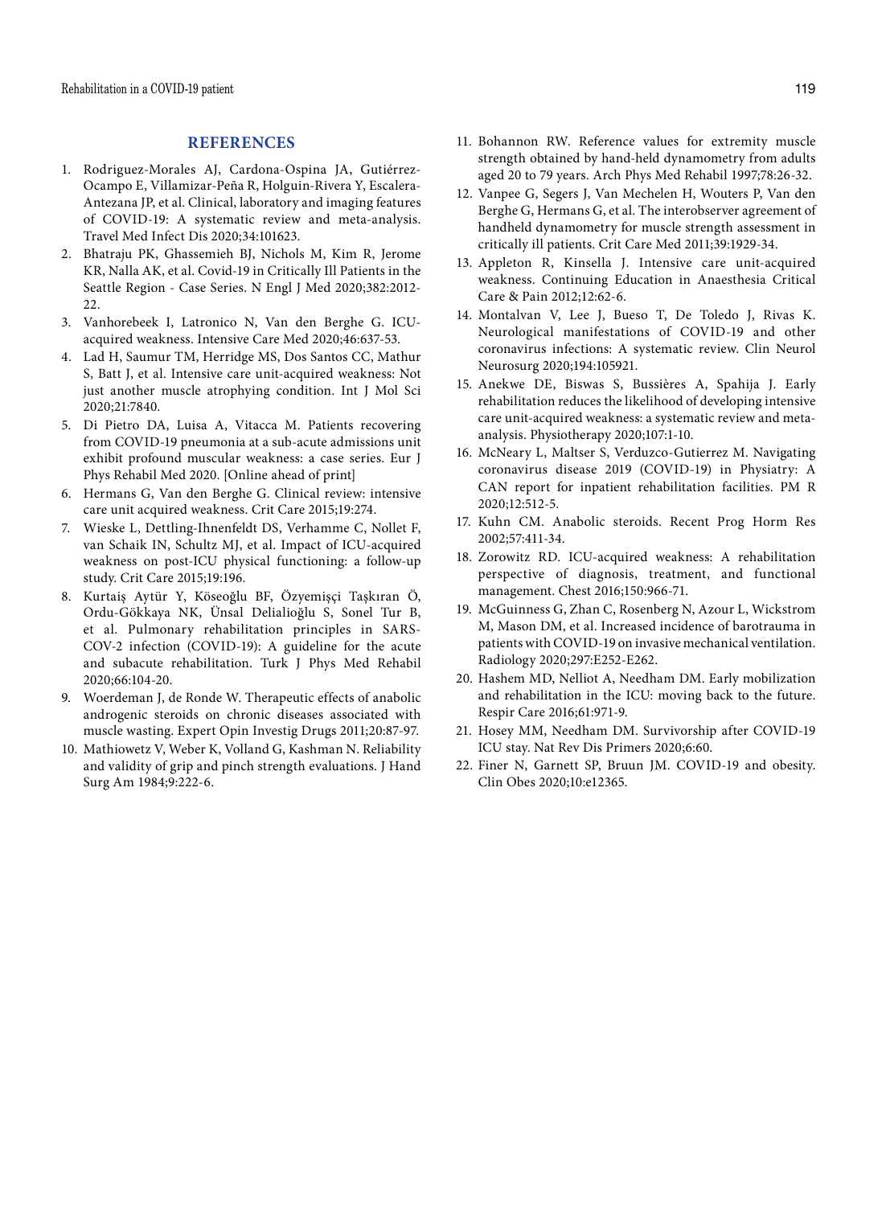## REFERENCES

1. Rodriguez-Morales AJ, Cardona-Ospina JA, Gutiérrez-Ocampo E, Villamizar-Peña R, Holguin-Rivera Y, Escalera-Antezana JP, et al. Clinical, laboratory and imaging features of COVID-19: A systematic review and meta-analysis. Travel Med Infect Dis 2020;34:101623.
2. Bhatraju PK, Ghassemieh BJ, Nichols M, Kim R, Jerome KR, Nalla AK, et al. Covid-19 in Critically Ill Patients in the Seattle Region - Case Series. N Engl J Med 2020;382:2012-22.
3. Vanhorebeek I, Latronico N, Van den Berghe G. ICU-acquired weakness. Intensive Care Med 2020;46:637-53.
4. Lad H, Saumur TM, Herridge MS, Dos Santos CC, Mathur S, Batt J, et al. Intensive care unit-acquired weakness: Not just another muscle atrophying condition. Int J Mol Sci 2020;21:7840.
5. Di Pietro DA, Luisa A, Vitacca M. Patients recovering from COVID-19 pneumonia at a sub-acute admissions unit exhibit profound muscular weakness: a case series. Eur J Phys Rehabil Med 2020. [Online ahead of print]
6. Hermans G, Van den Berghe G. Clinical review: intensive care unit acquired weakness. Crit Care 2015;19:274.
7. Wieske L, Dettling-Ihnenfeldt DS, Verhamme C, Nollet F, van Schaik IN, Schultz MJ, et al. Impact of ICU-acquired weakness on post-ICU physical functioning: a follow-up study. Crit Care 2015;19:196.
8. Kurtaiş Aytür Y, Köseoğlu BF, Özyemişçi Taşkıran Ö, Ordu-Gökkaya NK, Ünsal Delialioğlu S, Sonel Tur B, et al. Pulmonary rehabilitation principles in SARS-COV-2 infection (COVID-19): A guideline for the acute and subacute rehabilitation. Turk J Phys Med Rehabil 2020;66:104-20.
9. Woerdeman J, de Ronde W. Therapeutic effects of anabolic androgenic steroids on chronic diseases associated with muscle wasting. Expert Opin Investig Drugs 2011;20:87-97.
10. Mathiowetz V, Weber K, Volland G, Kashman N. Reliability and validity of grip and pinch strength evaluations. J Hand Surg Am 1984;9:222-6.
11. Bohannon RW. Reference values for extremity muscle strength obtained by hand-held dynamometry from adults aged 20 to 79 years. Arch Phys Med Rehabil 1997;78:26-32.
12. Vanpee G, Segers J, Van Mechelen H, Wouters P, Van den Berghe G, Hermans G, et al. The interobserver agreement of handheld dynamometry for muscle strength assessment in critically ill patients. Crit Care Med 2011;39:1929-34.
13. Appleton R, Kinsella J. Intensive care unit-acquired weakness. Continuing Education in Anaesthesia Critical Care & Pain 2012;12:62-6.
14. Montalvan V, Lee J, Bueso T, De Toledo J, Rivas K. Neurological manifestations of COVID-19 and other coronavirus infections: A systematic review. Clin Neurol Neurosurg 2020;194:105921.
15. Anekwe DE, Biswas S, Bussières A, Spahija J. Early rehabilitation reduces the likelihood of developing intensive care unit-acquired weakness: a systematic review and meta-analysis. Physiotherapy 2020;107:1-10.
16. McNeary L, Maltser S, Verduzco-Gutierrez M. Navigating coronavirus disease 2019 (COVID-19) in Physiatry: A CAN report for inpatient rehabilitation facilities. PM R 2020;12:512-5.
17. Kuhn CM. Anabolic steroids. Recent Prog Horm Res 2002;57:411-34.
18. Zorowitz RD. ICU-acquired weakness: A rehabilitation perspective of diagnosis, treatment, and functional management. Chest 2016;150:966-71.
19. McGuinness G, Zhan C, Rosenberg N, Azour L, Wickstrom M, Mason DM, et al. Increased incidence of barotrauma in patients with COVID-19 on invasive mechanical ventilation. Radiology 2020;297:E252-E262.
20. Hashem MD, Nelliot A, Needham DM. Early mobilization and rehabilitation in the ICU: moving back to the future. Respir Care 2016;61:971-9.
21. Hosey MM, Needham DM. Survivorship after COVID-19 ICU stay. Nat Rev Dis Primers 2020;6:60.
22. Finer N, Garnett SP, Bruun JM. COVID-19 and obesity. Clin Obes 2020;10:e12365.